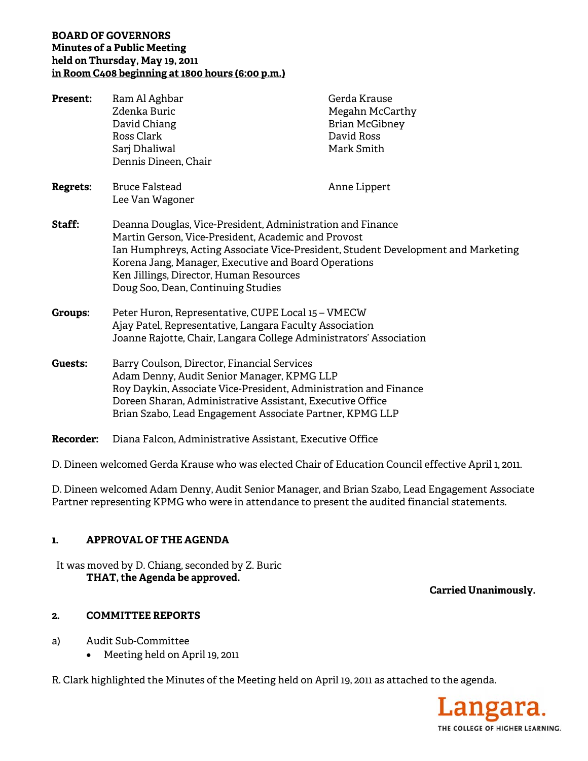**BOARD OF GOVERNORS**
**Minutes of a Public Meeting**
**held on Thursday, May 19, 2011**
**in Room C408 beginning at 1800 hours (6:00 p.m.)**

**Present:**
Ram Al Aghbar
Zdenka Buric
David Chiang
Ross Clark
Sarj Dhaliwal
Dennis Dineen, Chair
Gerda Krause
Megahn McCarthy
Brian McGibney
David Ross
Mark Smith

**Regrets:**
Bruce Falstead
Lee Van Wagoner
Anne Lippert

**Staff:**
Deanna Douglas, Vice-President, Administration and Finance
Martin Gerson, Vice-President, Academic and Provost
Ian Humphreys, Acting Associate Vice-President, Student Development and Marketing
Korena Jang, Manager, Executive and Board Operations
Ken Jillings, Director, Human Resources
Doug Soo, Dean, Continuing Studies

**Groups:**
Peter Huron, Representative, CUPE Local 15 – VMECW
Ajay Patel, Representative, Langara Faculty Association
Joanne Rajotte, Chair, Langara College Administrators' Association

**Guests:**
Barry Coulson, Director, Financial Services
Adam Denny, Audit Senior Manager, KPMG LLP
Roy Daykin, Associate Vice-President, Administration and Finance
Doreen Sharan, Administrative Assistant, Executive Office
Brian Szabo, Lead Engagement Associate Partner, KPMG LLP

**Recorder:** Diana Falcon, Administrative Assistant, Executive Office

D. Dineen welcomed Gerda Krause who was elected Chair of Education Council effective April 1, 2011.

D. Dineen welcomed Adam Denny, Audit Senior Manager, and Brian Szabo, Lead Engagement Associate Partner representing KPMG who were in attendance to present the audited financial statements.

## 1. APPROVAL OF THE AGENDA

It was moved by D. Chiang, seconded by Z. Buric
**THAT, the Agenda be approved.**

**Carried Unanimously.**

## 2. COMMITTEE REPORTS

a) Audit Sub-Committee
- Meeting held on April 19, 2011

R. Clark highlighted the Minutes of the Meeting held on April 19, 2011 as attached to the agenda.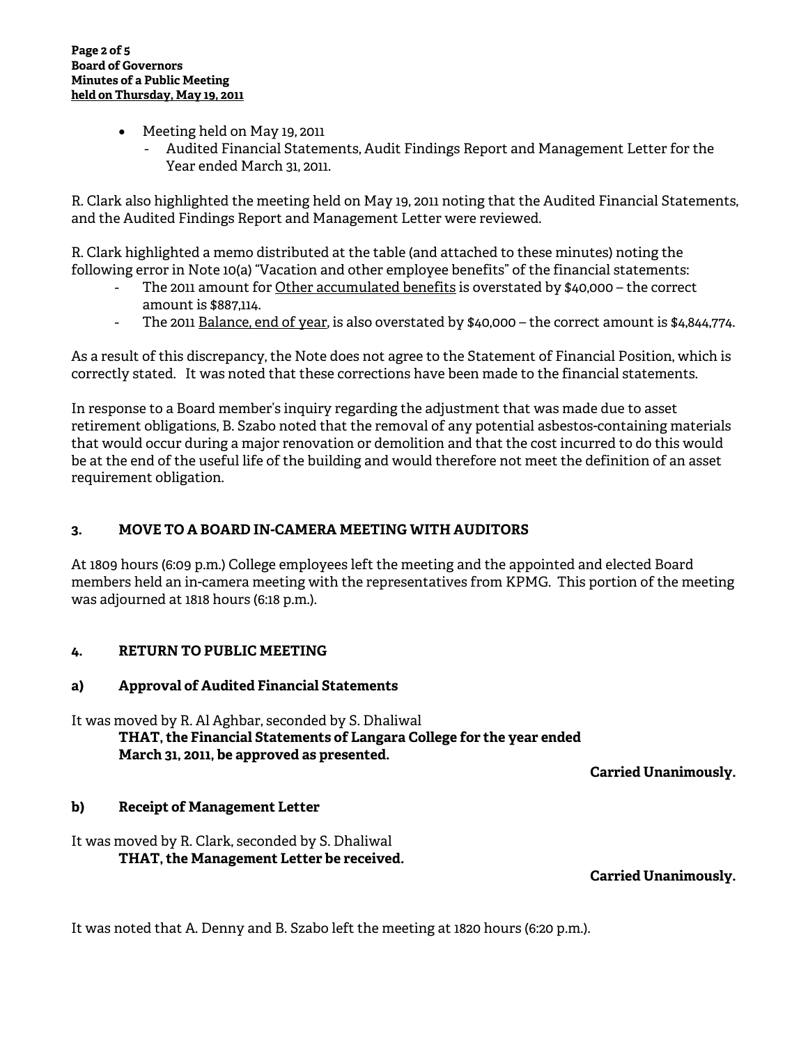- Meeting held on May 19, 2011
  - Audited Financial Statements, Audit Findings Report and Management Letter for the Year ended March 31, 2011.

R. Clark also highlighted the meeting held on May 19, 2011 noting that the Audited Financial Statements, and the Audited Findings Report and Management Letter were reviewed.

R. Clark highlighted a memo distributed at the table (and attached to these minutes) noting the following error in Note 10(a) "Vacation and other employee benefits" of the financial statements:

- The 2011 amount for <u>Other accumulated benefits</u> is overstated by $40,000 – the correct amount is $887,114.
- The 2011 <u>Balance, end of year</u>, is also overstated by $40,000 – the correct amount is $4,844,774.

As a result of this discrepancy, the Note does not agree to the Statement of Financial Position, which is correctly stated. It was noted that these corrections have been made to the financial statements.

In response to a Board member's inquiry regarding the adjustment that was made due to asset retirement obligations, B. Szabo noted that the removal of any potential asbestos-containing materials that would occur during a major renovation or demolition and that the cost incurred to do this would be at the end of the useful life of the building and would therefore not meet the definition of an asset requirement obligation.

## 3. MOVE TO A BOARD IN-CAMERA MEETING WITH AUDITORS

At 1809 hours (6:09 p.m.) College employees left the meeting and the appointed and elected Board members held an in-camera meeting with the representatives from KPMG. This portion of the meeting was adjourned at 1818 hours (6:18 p.m.).

## 4. RETURN TO PUBLIC MEETING

### a) Approval of Audited Financial Statements

It was moved by R. Al Aghbar, seconded by S. Dhaliwal

**THAT, the Financial Statements of Langara College for the year ended March 31, 2011, be approved as presented.**

**Carried Unanimously.**

### b) Receipt of Management Letter

It was moved by R. Clark, seconded by S. Dhaliwal

**THAT, the Management Letter be received.**

**Carried Unanimously.**

It was noted that A. Denny and B. Szabo left the meeting at 1820 hours (6:20 p.m.).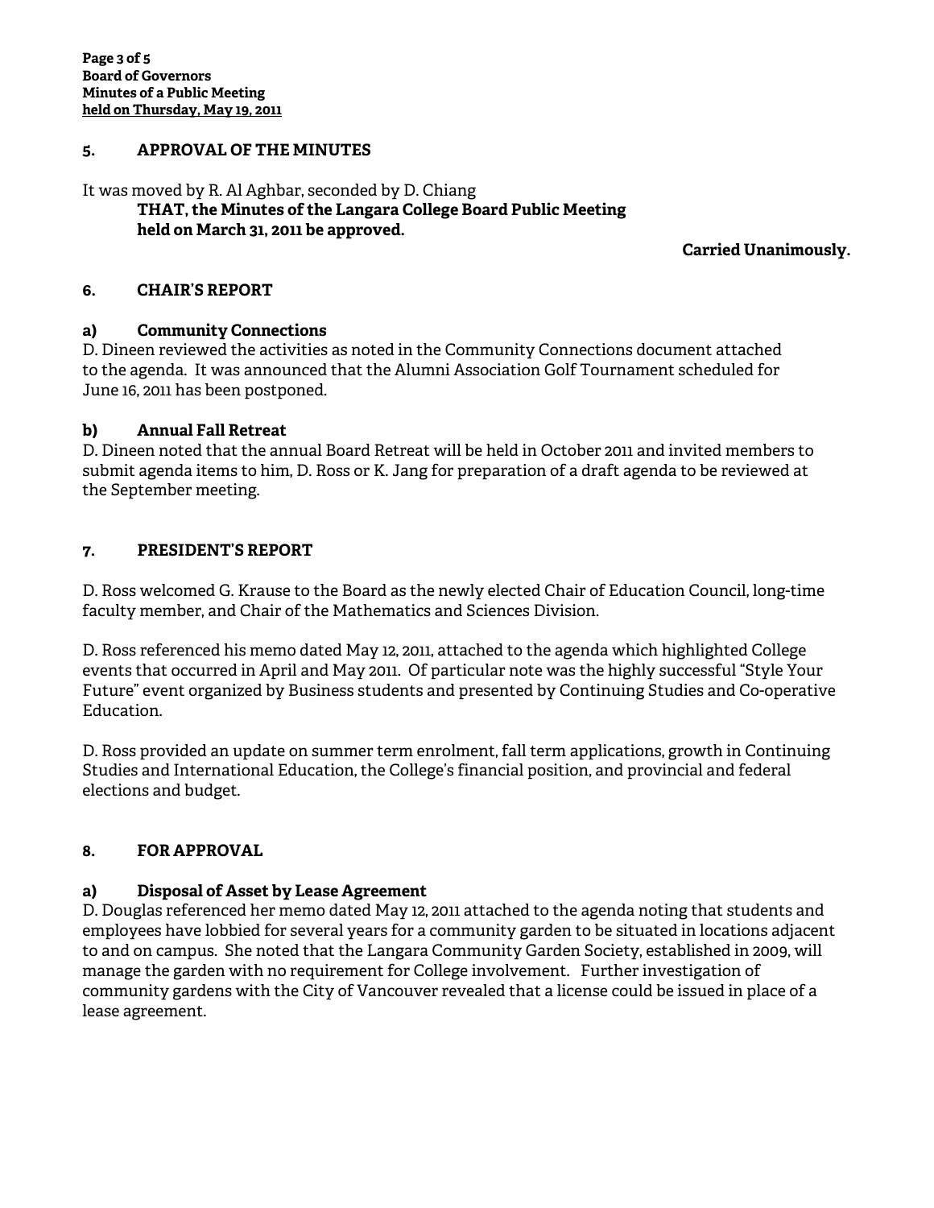## 5. APPROVAL OF THE MINUTES

It was moved by R. Al Aghbar, seconded by D. Chiang

> **THAT, the Minutes of the Langara College Board Public Meeting held on March 31, 2011 be approved.**

**Carried Unanimously.**

## 6. CHAIR'S REPORT

### a) Community Connections

D. Dineen reviewed the activities as noted in the Community Connections document attached to the agenda. It was announced that the Alumni Association Golf Tournament scheduled for June 16, 2011 has been postponed.

### b) Annual Fall Retreat

D. Dineen noted that the annual Board Retreat will be held in October 2011 and invited members to submit agenda items to him, D. Ross or K. Jang for preparation of a draft agenda to be reviewed at the September meeting.

## 7. PRESIDENT'S REPORT

D. Ross welcomed G. Krause to the Board as the newly elected Chair of Education Council, long-time faculty member, and Chair of the Mathematics and Sciences Division.

D. Ross referenced his memo dated May 12, 2011, attached to the agenda which highlighted College events that occurred in April and May 2011. Of particular note was the highly successful "Style Your Future" event organized by Business students and presented by Continuing Studies and Co-operative Education.

D. Ross provided an update on summer term enrolment, fall term applications, growth in Continuing Studies and International Education, the College's financial position, and provincial and federal elections and budget.

## 8. FOR APPROVAL

### a) Disposal of Asset by Lease Agreement

D. Douglas referenced her memo dated May 12, 2011 attached to the agenda noting that students and employees have lobbied for several years for a community garden to be situated in locations adjacent to and on campus. She noted that the Langara Community Garden Society, established in 2009, will manage the garden with no requirement for College involvement. Further investigation of community gardens with the City of Vancouver revealed that a license could be issued in place of a lease agreement.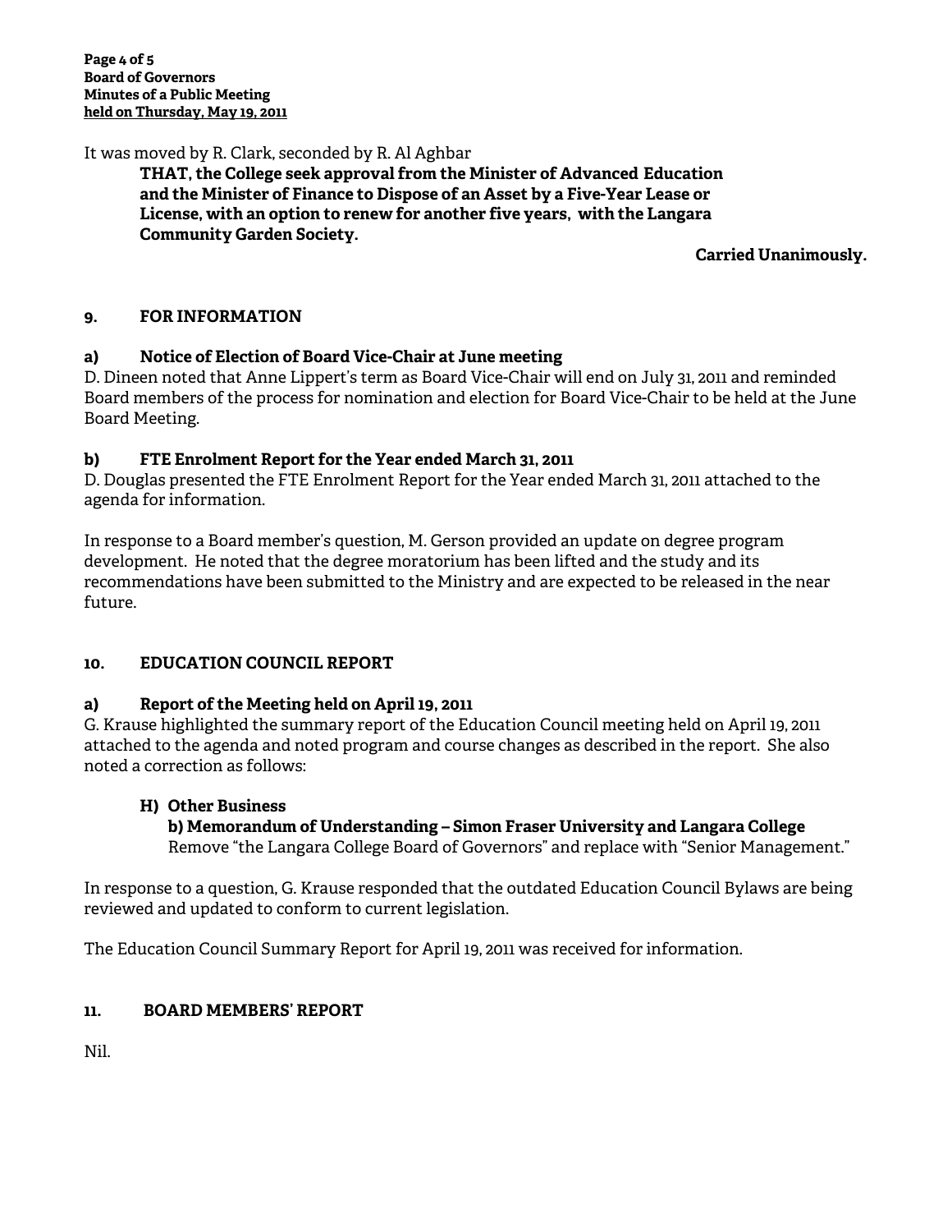It was moved by R. Clark, seconded by R. Al Aghbar

> **THAT, the College seek approval from the Minister of Advanced Education and the Minister of Finance to Dispose of an Asset by a Five-Year Lease or License, with an option to renew for another five years, with the Langara Community Garden Society.**

**Carried Unanimously.**

## 9. FOR INFORMATION

### a) Notice of Election of Board Vice-Chair at June meeting

D. Dineen noted that Anne Lippert's term as Board Vice-Chair will end on July 31, 2011 and reminded Board members of the process for nomination and election for Board Vice-Chair to be held at the June Board Meeting.

### b) FTE Enrolment Report for the Year ended March 31, 2011

D. Douglas presented the FTE Enrolment Report for the Year ended March 31, 2011 attached to the agenda for information.

In response to a Board member's question, M. Gerson provided an update on degree program development. He noted that the degree moratorium has been lifted and the study and its recommendations have been submitted to the Ministry and are expected to be released in the near future.

## 10. EDUCATION COUNCIL REPORT

### a) Report of the Meeting held on April 19, 2011

G. Krause highlighted the summary report of the Education Council meeting held on April 19, 2011 attached to the agenda and noted program and course changes as described in the report. She also noted a correction as follows:

> **H) Other Business**
> **b) Memorandum of Understanding – Simon Fraser University and Langara College**
> Remove "the Langara College Board of Governors" and replace with "Senior Management."

In response to a question, G. Krause responded that the outdated Education Council Bylaws are being reviewed and updated to conform to current legislation.

The Education Council Summary Report for April 19, 2011 was received for information.

## 11. BOARD MEMBERS' REPORT

Nil.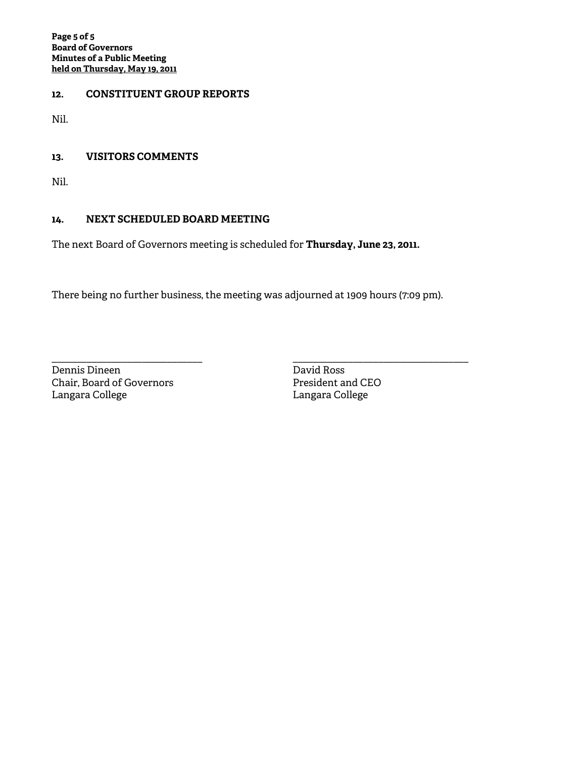## 12. CONSTITUENT GROUP REPORTS

Nil.

## 13. VISITORS COMMENTS

Nil.

## 14. NEXT SCHEDULED BOARD MEETING

The next Board of Governors meeting is scheduled for **Thursday, June 23, 2011.**

There being no further business, the meeting was adjourned at 1909 hours (7:09 pm).

| | |
|---|---|
| \_\_\_\_\_\_\_\_\_\_\_\_\_\_\_\_\_\_\_\_\_\_\_\_\_\_\_\_ | \_\_\_\_\_\_\_\_\_\_\_\_\_\_\_\_\_\_\_\_\_\_\_\_\_\_\_\_ |
| Dennis Dineen | David Ross |
| Chair, Board of Governors | President and CEO |
| Langara College | Langara College |